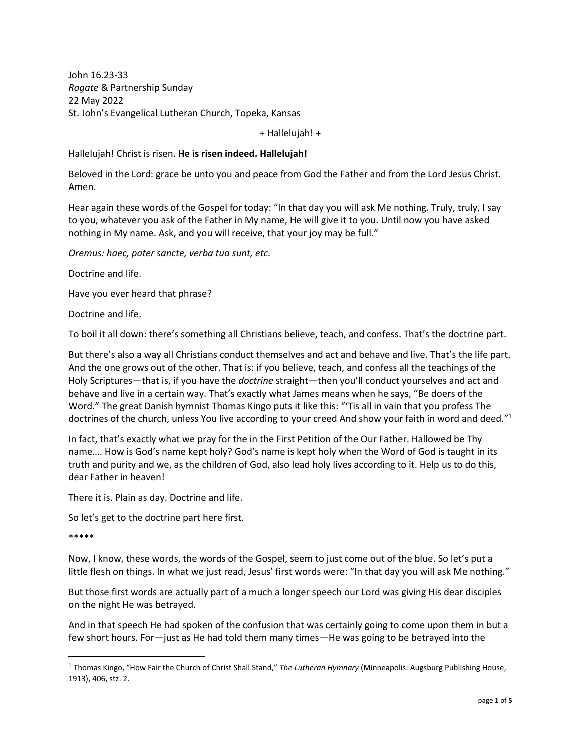John 16.23-33
*Rogate* & Partnership Sunday
22 May 2022
St. John's Evangelical Lutheran Church, Topeka, Kansas

+ Hallelujah! +

Hallelujah! Christ is risen. **He is risen indeed. Hallelujah!**

Beloved in the Lord: grace be unto you and peace from God the Father and from the Lord Jesus Christ. Amen.

Hear again these words of the Gospel for today: "In that day you will ask Me nothing. Truly, truly, I say to you, whatever you ask of the Father in My name, He will give it to you. Until now you have asked nothing in My name. Ask, and you will receive, that your joy may be full."

*Oremus: haec, pater sancte, verba tua sunt, etc.*

Doctrine and life.

Have you ever heard that phrase?

Doctrine and life.

To boil it all down: there's something all Christians believe, teach, and confess. That's the doctrine part.

But there's also a way all Christians conduct themselves and act and behave and live. That's the life part. And the one grows out of the other. That is: if you believe, teach, and confess all the teachings of the Holy Scriptures—that is, if you have the *doctrine* straight—then you'll conduct yourselves and act and behave and live in a certain way. That's exactly what James means when he says, "Be doers of the Word." The great Danish hymnist Thomas Kingo puts it like this: "'Tis all in vain that you profess The doctrines of the church, unless You live according to your creed And show your faith in word and deed."[1]

In fact, that's exactly what we pray for the in the First Petition of the Our Father. Hallowed be Thy name…. How is God's name kept holy? God's name is kept holy when the Word of God is taught in its truth and purity and we, as the children of God, also lead holy lives according to it. Help us to do this, dear Father in heaven!

There it is. Plain as day. Doctrine and life.

So let's get to the doctrine part here first.

*****

Now, I know, these words, the words of the Gospel, seem to just come out of the blue. So let's put a little flesh on things. In what we just read, Jesus' first words were: "In that day you will ask Me nothing."

But those first words are actually part of a much a longer speech our Lord was giving His dear disciples on the night He was betrayed.

And in that speech He had spoken of the confusion that was certainly going to come upon them in but a few short hours. For—just as He had told them many times—He was going to be betrayed into the

[1] Thomas Kingo, "How Fair the Church of Christ Shall Stand," *The Lutheran Hymnary* (Minneapolis: Augsburg Publishing House, 1913), 406, stz. 2.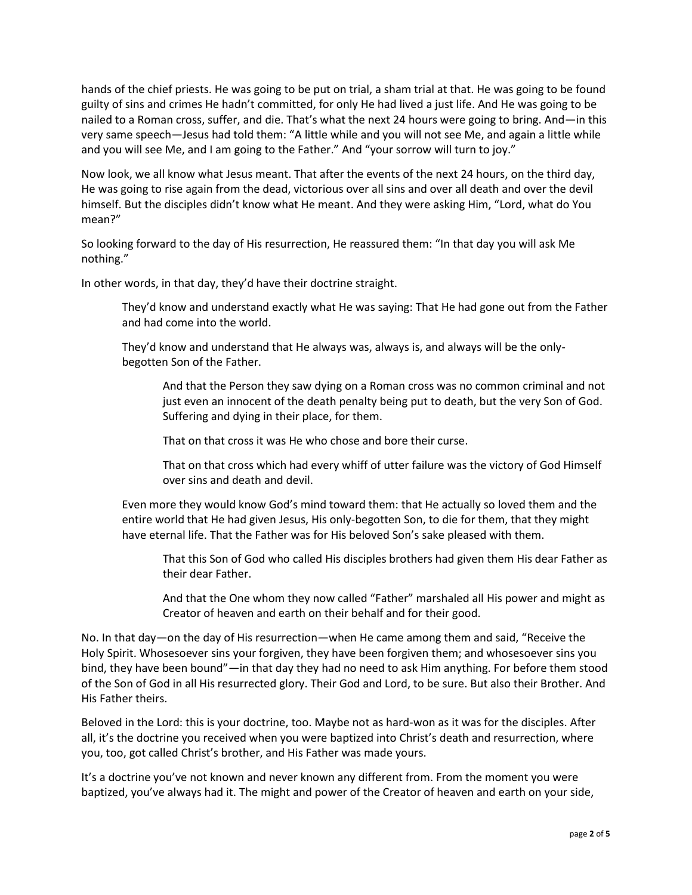hands of the chief priests. He was going to be put on trial, a sham trial at that. He was going to be found guilty of sins and crimes He hadn't committed, for only He had lived a just life. And He was going to be nailed to a Roman cross, suffer, and die. That's what the next 24 hours were going to bring. And—in this very same speech—Jesus had told them: "A little while and you will not see Me, and again a little while and you will see Me, and I am going to the Father." And "your sorrow will turn to joy."

Now look, we all know what Jesus meant. That after the events of the next 24 hours, on the third day, He was going to rise again from the dead, victorious over all sins and over all death and over the devil himself. But the disciples didn't know what He meant. And they were asking Him, "Lord, what do You mean?"

So looking forward to the day of His resurrection, He reassured them: "In that day you will ask Me nothing."

In other words, in that day, they'd have their doctrine straight.

> They'd know and understand exactly what He was saying: That He had gone out from the Father and had come into the world.
>
> They'd know and understand that He always was, always is, and always will be the only-begotten Son of the Father.
>
>> And that the Person they saw dying on a Roman cross was no common criminal and not just even an innocent of the death penalty being put to death, but the very Son of God. Suffering and dying in their place, for them.
>>
>> That on that cross it was He who chose and bore their curse.
>>
>> That on that cross which had every whiff of utter failure was the victory of God Himself over sins and death and devil.
>
> Even more they would know God's mind toward them: that He actually so loved them and the entire world that He had given Jesus, His only-begotten Son, to die for them, that they might have eternal life. That the Father was for His beloved Son's sake pleased with them.
>
>> That this Son of God who called His disciples brothers had given them His dear Father as their dear Father.
>>
>> And that the One whom they now called "Father" marshaled all His power and might as Creator of heaven and earth on their behalf and for their good.

No. In that day—on the day of His resurrection—when He came among them and said, "Receive the Holy Spirit. Whosesoever sins your forgiven, they have been forgiven them; and whosesoever sins you bind, they have been bound"—in that day they had no need to ask Him anything. For before them stood of the Son of God in all His resurrected glory. Their God and Lord, to be sure. But also their Brother. And His Father theirs.

Beloved in the Lord: this is your doctrine, too. Maybe not as hard-won as it was for the disciples. After all, it's the doctrine you received when you were baptized into Christ's death and resurrection, where you, too, got called Christ's brother, and His Father was made yours.

It's a doctrine you've not known and never known any different from. From the moment you were baptized, you've always had it. The might and power of the Creator of heaven and earth on your side,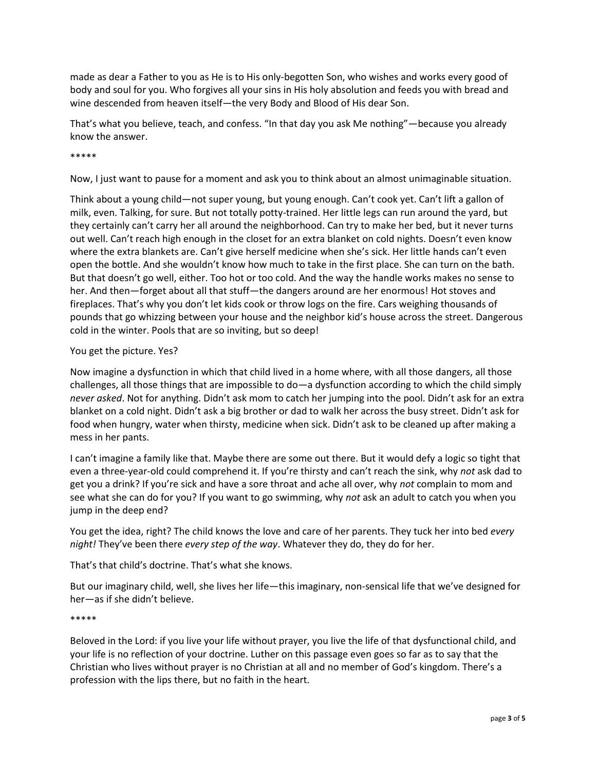made as dear a Father to you as He is to His only-begotten Son, who wishes and works every good of body and soul for you. Who forgives all your sins in His holy absolution and feeds you with bread and wine descended from heaven itself—the very Body and Blood of His dear Son.

That's what you believe, teach, and confess. "In that day you ask Me nothing"—because you already know the answer.

*****

Now, I just want to pause for a moment and ask you to think about an almost unimaginable situation.

Think about a young child—not super young, but young enough. Can't cook yet. Can't lift a gallon of milk, even. Talking, for sure. But not totally potty-trained. Her little legs can run around the yard, but they certainly can't carry her all around the neighborhood. Can try to make her bed, but it never turns out well. Can't reach high enough in the closet for an extra blanket on cold nights. Doesn't even know where the extra blankets are. Can't give herself medicine when she's sick. Her little hands can't even open the bottle. And she wouldn't know how much to take in the first place. She can turn on the bath. But that doesn't go well, either. Too hot or too cold. And the way the handle works makes no sense to her. And then—forget about all that stuff—the dangers around are her enormous! Hot stoves and fireplaces. That's why you don't let kids cook or throw logs on the fire. Cars weighing thousands of pounds that go whizzing between your house and the neighbor kid's house across the street. Dangerous cold in the winter. Pools that are so inviting, but so deep!

You get the picture. Yes?

Now imagine a dysfunction in which that child lived in a home where, with all those dangers, all those challenges, all those things that are impossible to do—a dysfunction according to which the child simply *never asked*. Not for anything. Didn't ask mom to catch her jumping into the pool. Didn't ask for an extra blanket on a cold night. Didn't ask a big brother or dad to walk her across the busy street. Didn't ask for food when hungry, water when thirsty, medicine when sick. Didn't ask to be cleaned up after making a mess in her pants.

I can't imagine a family like that. Maybe there are some out there. But it would defy a logic so tight that even a three-year-old could comprehend it. If you're thirsty and can't reach the sink, why *not* ask dad to get you a drink? If you're sick and have a sore throat and ache all over, why *not* complain to mom and see what she can do for you? If you want to go swimming, why *not* ask an adult to catch you when you jump in the deep end?

You get the idea, right? The child knows the love and care of her parents. They tuck her into bed *every night!* They've been there *every step of the way*. Whatever they do, they do for her.

That's that child's doctrine. That's what she knows.

But our imaginary child, well, she lives her life—this imaginary, non-sensical life that we've designed for her—as if she didn't believe.

*****

Beloved in the Lord: if you live your life without prayer, you live the life of that dysfunctional child, and your life is no reflection of your doctrine. Luther on this passage even goes so far as to say that the Christian who lives without prayer is no Christian at all and no member of God's kingdom. There's a profession with the lips there, but no faith in the heart.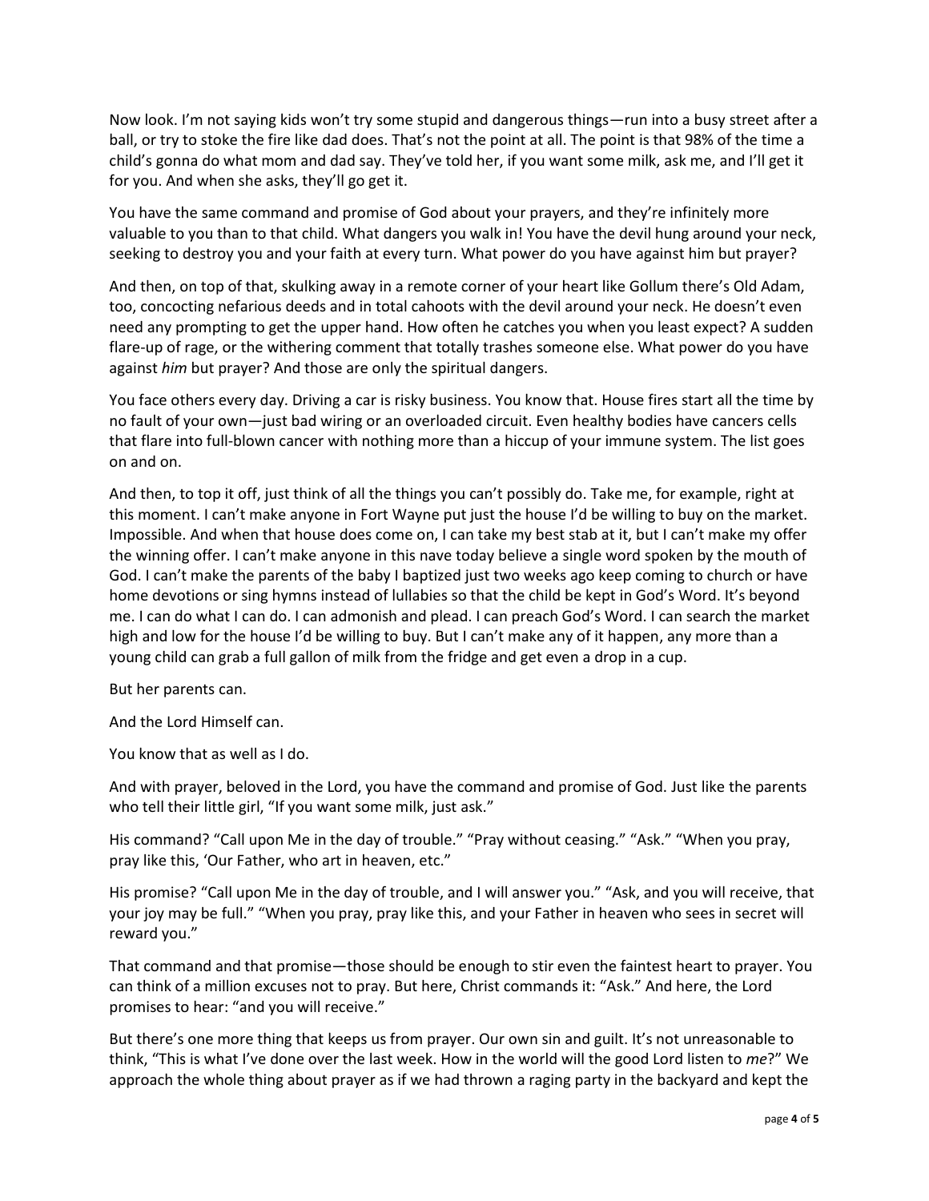Now look. I'm not saying kids won't try some stupid and dangerous things—run into a busy street after a ball, or try to stoke the fire like dad does. That's not the point at all. The point is that 98% of the time a child's gonna do what mom and dad say. They've told her, if you want some milk, ask me, and I'll get it for you. And when she asks, they'll go get it.

You have the same command and promise of God about your prayers, and they're infinitely more valuable to you than to that child. What dangers you walk in! You have the devil hung around your neck, seeking to destroy you and your faith at every turn. What power do you have against him but prayer?

And then, on top of that, skulking away in a remote corner of your heart like Gollum there's Old Adam, too, concocting nefarious deeds and in total cahoots with the devil around your neck. He doesn't even need any prompting to get the upper hand. How often he catches you when you least expect? A sudden flare-up of rage, or the withering comment that totally trashes someone else. What power do you have against *him* but prayer? And those are only the spiritual dangers.

You face others every day. Driving a car is risky business. You know that. House fires start all the time by no fault of your own—just bad wiring or an overloaded circuit. Even healthy bodies have cancers cells that flare into full-blown cancer with nothing more than a hiccup of your immune system. The list goes on and on.

And then, to top it off, just think of all the things you can't possibly do. Take me, for example, right at this moment. I can't make anyone in Fort Wayne put just the house I'd be willing to buy on the market. Impossible. And when that house does come on, I can take my best stab at it, but I can't make my offer the winning offer. I can't make anyone in this nave today believe a single word spoken by the mouth of God. I can't make the parents of the baby I baptized just two weeks ago keep coming to church or have home devotions or sing hymns instead of lullabies so that the child be kept in God's Word. It's beyond me. I can do what I can do. I can admonish and plead. I can preach God's Word. I can search the market high and low for the house I'd be willing to buy. But I can't make any of it happen, any more than a young child can grab a full gallon of milk from the fridge and get even a drop in a cup.

But her parents can.

And the Lord Himself can.

You know that as well as I do.

And with prayer, beloved in the Lord, you have the command and promise of God. Just like the parents who tell their little girl, "If you want some milk, just ask."

His command? "Call upon Me in the day of trouble." "Pray without ceasing." "Ask." "When you pray, pray like this, 'Our Father, who art in heaven, etc."

His promise? "Call upon Me in the day of trouble, and I will answer you." "Ask, and you will receive, that your joy may be full." "When you pray, pray like this, and your Father in heaven who sees in secret will reward you."

That command and that promise—those should be enough to stir even the faintest heart to prayer. You can think of a million excuses not to pray. But here, Christ commands it: "Ask." And here, the Lord promises to hear: "and you will receive."

But there's one more thing that keeps us from prayer. Our own sin and guilt. It's not unreasonable to think, "This is what I've done over the last week. How in the world will the good Lord listen to *me*?" We approach the whole thing about prayer as if we had thrown a raging party in the backyard and kept the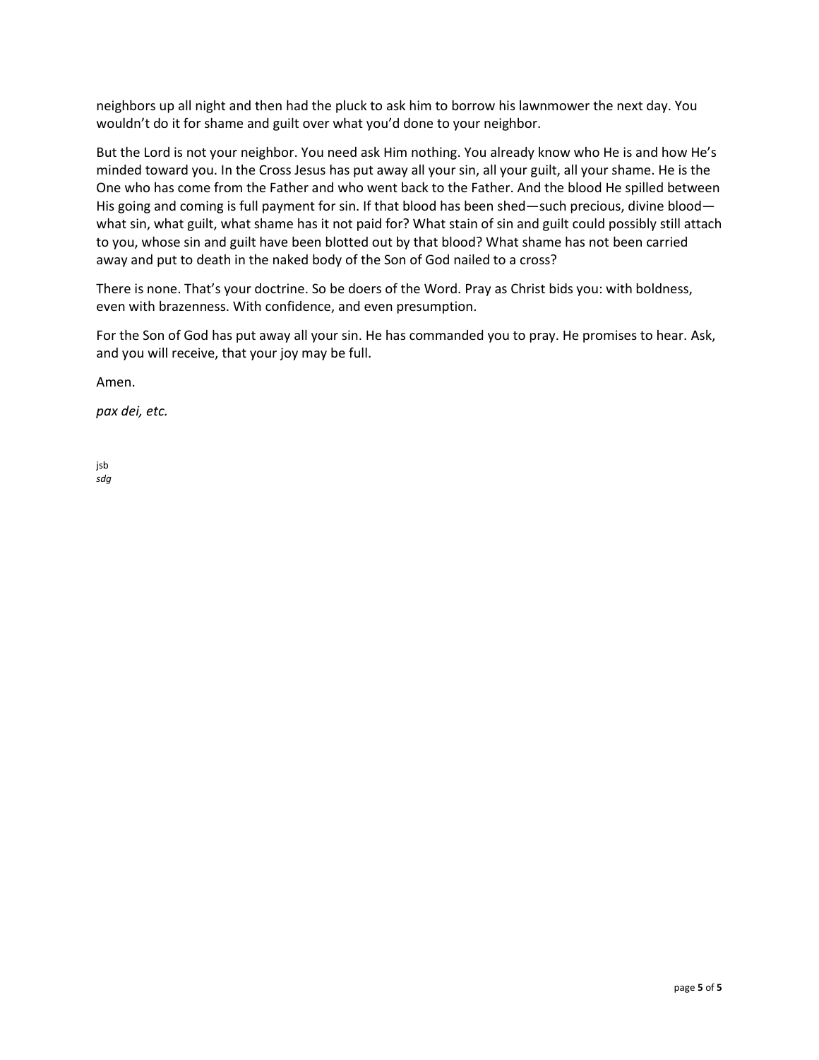neighbors up all night and then had the pluck to ask him to borrow his lawnmower the next day. You wouldn't do it for shame and guilt over what you'd done to your neighbor.

But the Lord is not your neighbor. You need ask Him nothing. You already know who He is and how He's minded toward you. In the Cross Jesus has put away all your sin, all your guilt, all your shame. He is the One who has come from the Father and who went back to the Father. And the blood He spilled between His going and coming is full payment for sin. If that blood has been shed—such precious, divine blood—what sin, what guilt, what shame has it not paid for? What stain of sin and guilt could possibly still attach to you, whose sin and guilt have been blotted out by that blood? What shame has not been carried away and put to death in the naked body of the Son of God nailed to a cross?

There is none. That's your doctrine. So be doers of the Word. Pray as Christ bids you: with boldness, even with brazenness. With confidence, and even presumption.

For the Son of God has put away all your sin. He has commanded you to pray. He promises to hear. Ask, and you will receive, that your joy may be full.

Amen.

*pax dei, etc.*

jsb
*sdg*